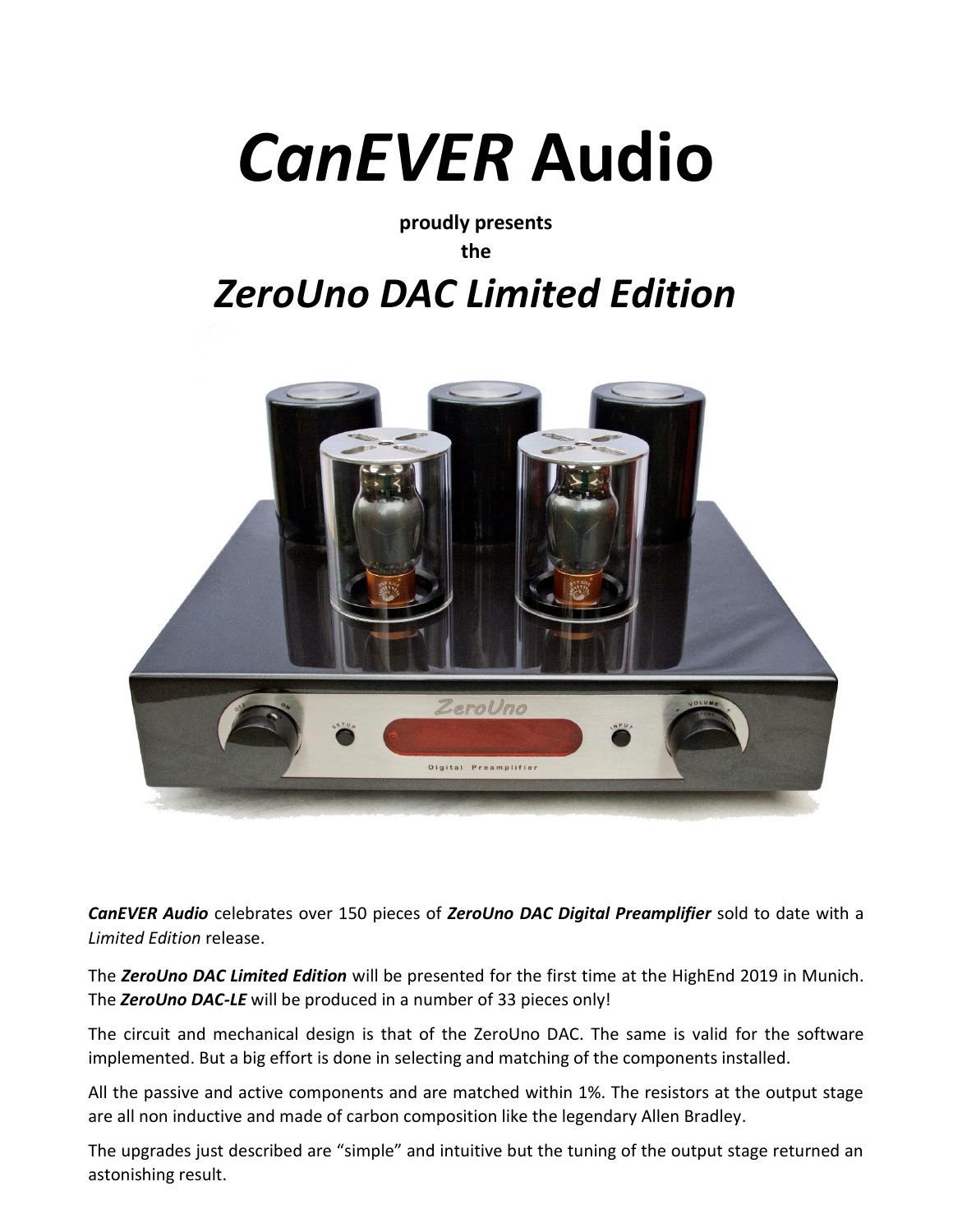# *CanEVER* Audio

**proudly presents**

**the**

# *ZeroUno DAC Limited Edition*

***CanEVER Audio*** celebrates over 150 pieces of ***ZeroUno DAC Digital Preamplifier*** sold to date with a *Limited Edition* release.

The ***ZeroUno DAC Limited Edition*** will be presented for the first time at the HighEnd 2019 in Munich. The ***ZeroUno DAC-LE*** will be produced in a number of 33 pieces only!

The circuit and mechanical design is that of the ZeroUno DAC. The same is valid for the software implemented. But a big effort is done in selecting and matching of the components installed.

All the passive and active components and are matched within 1%. The resistors at the output stage are all non inductive and made of carbon composition like the legendary Allen Bradley.

The upgrades just described are "simple" and intuitive but the tuning of the output stage returned an astonishing result.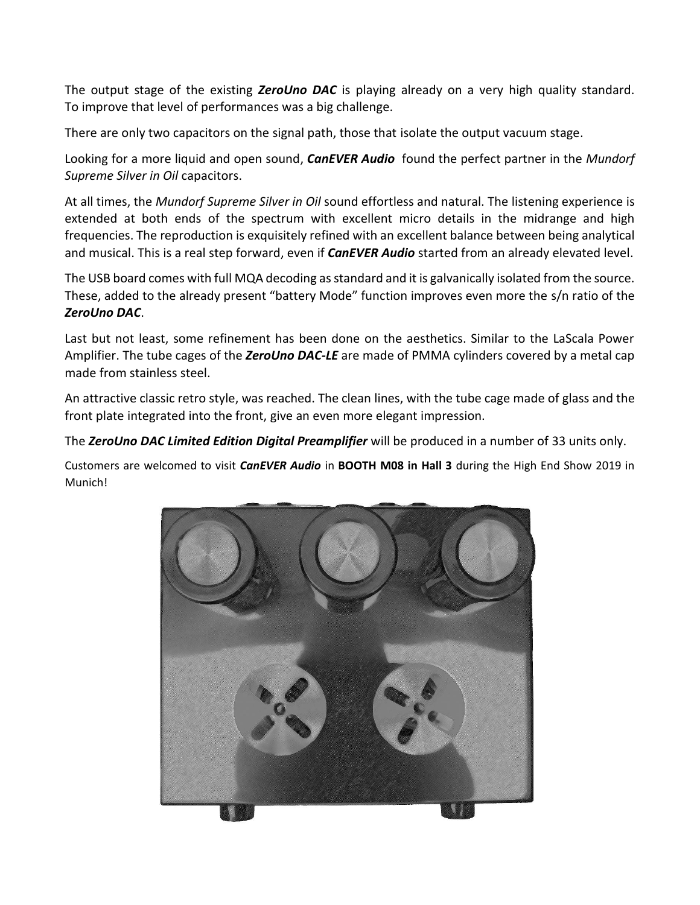The output stage of the existing ***ZeroUno DAC*** is playing already on a very high quality standard. To improve that level of performances was a big challenge.

There are only two capacitors on the signal path, those that isolate the output vacuum stage.

Looking for a more liquid and open sound, ***CanEVER Audio*** found the perfect partner in the *Mundorf Supreme Silver in Oil* capacitors.

At all times, the *Mundorf Supreme Silver in Oil* sound effortless and natural. The listening experience is extended at both ends of the spectrum with excellent micro details in the midrange and high frequencies. The reproduction is exquisitely refined with an excellent balance between being analytical and musical. This is a real step forward, even if ***CanEVER Audio*** started from an already elevated level.

The USB board comes with full MQA decoding as standard and it is galvanically isolated from the source. These, added to the already present "battery Mode" function improves even more the s/n ratio of the ***ZeroUno DAC***.

Last but not least, some refinement has been done on the aesthetics. Similar to the LaScala Power Amplifier. The tube cages of the ***ZeroUno DAC-LE*** are made of PMMA cylinders covered by a metal cap made from stainless steel.

An attractive classic retro style, was reached. The clean lines, with the tube cage made of glass and the front plate integrated into the front, give an even more elegant impression.

The ***ZeroUno DAC Limited Edition Digital Preamplifier*** will be produced in a number of 33 units only.

Customers are welcomed to visit ***CanEVER Audio*** in **BOOTH M08 in Hall 3** during the High End Show 2019 in Munich!